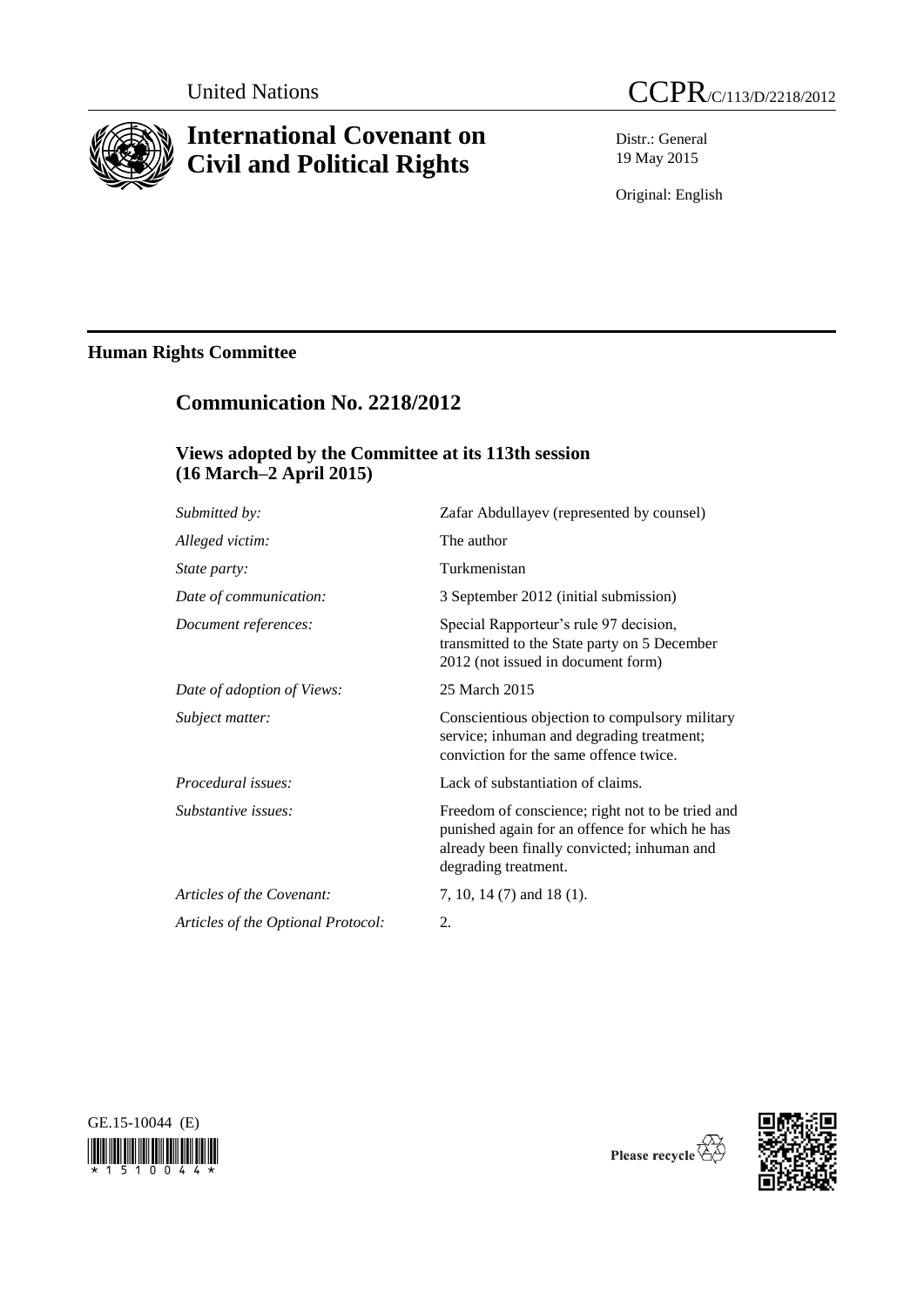United Nations

# CCPR/C/113/D/2218/2012

# International Covenant on Civil and Political Rights

Distr.: General
19 May 2015

Original: English

## Human Rights Committee

## Communication No. 2218/2012

### Views adopted by the Committee at its 113th session (16 March–2 April 2015)

| | |
|---|---|
| *Submitted by:* | Zafar Abdullayev (represented by counsel) |
| *Alleged victim:* | The author |
| *State party:* | Turkmenistan |
| *Date of communication:* | 3 September 2012 (initial submission) |
| *Document references:* | Special Rapporteur's rule 97 decision, transmitted to the State party on 5 December 2012 (not issued in document form) |
| *Date of adoption of Views:* | 25 March 2015 |
| *Subject matter:* | Conscientious objection to compulsory military service; inhuman and degrading treatment; conviction for the same offence twice. |
| *Procedural issues:* | Lack of substantiation of claims. |
| *Substantive issues:* | Freedom of conscience; right not to be tried and punished again for an offence for which he has already been finally convicted; inhuman and degrading treatment. |
| *Articles of the Covenant:* | 7, 10, 14 (7) and 18 (1). |
| *Articles of the Optional Protocol:* | 2. |

GE.15-10044 (E)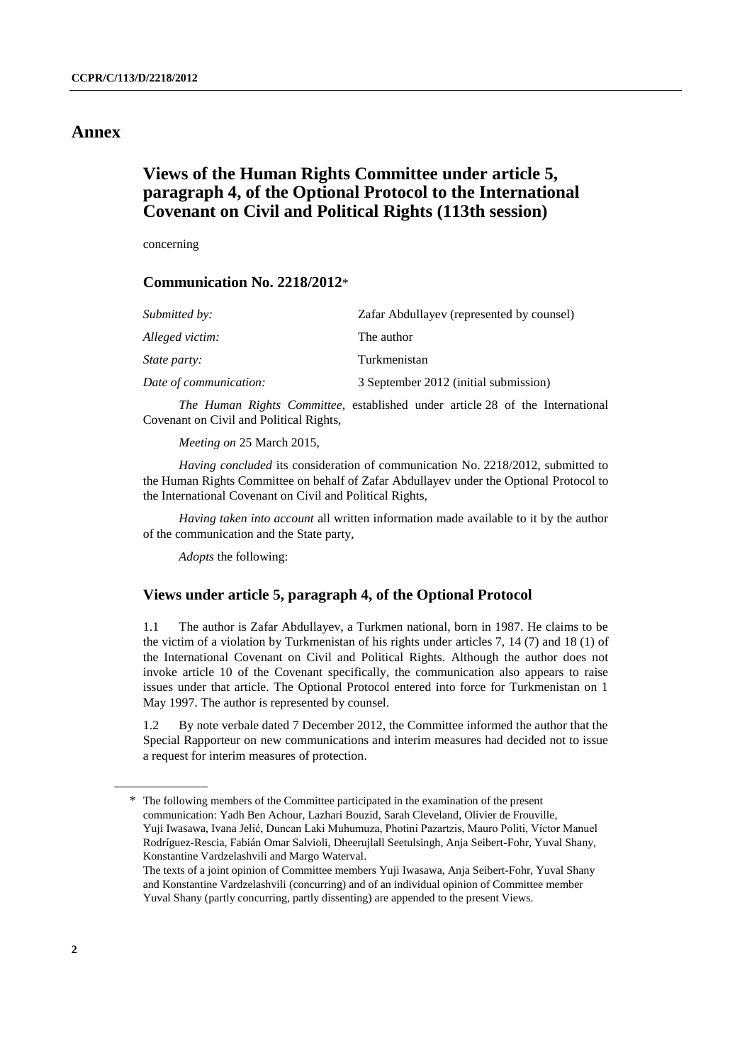# Annex

## Views of the Human Rights Committee under article 5, paragraph 4, of the Optional Protocol to the International Covenant on Civil and Political Rights (113th session)

concerning

### Communication No. 2218/2012*

| | |
|---|---|
| *Submitted by:* | Zafar Abdullayev (represented by counsel) |
| *Alleged victim:* | The author |
| *State party:* | Turkmenistan |
| *Date of communication:* | 3 September 2012 (initial submission) |

*The Human Rights Committee*, established under article 28 of the International Covenant on Civil and Political Rights,

*Meeting on* 25 March 2015,

*Having concluded* its consideration of communication No. 2218/2012, submitted to the Human Rights Committee on behalf of Zafar Abdullayev under the Optional Protocol to the International Covenant on Civil and Political Rights,

*Having taken into account* all written information made available to it by the author of the communication and the State party,

*Adopts* the following:

### Views under article 5, paragraph 4, of the Optional Protocol

1.1 The author is Zafar Abdullayev, a Turkmen national, born in 1987. He claims to be the victim of a violation by Turkmenistan of his rights under articles 7, 14 (7) and 18 (1) of the International Covenant on Civil and Political Rights. Although the author does not invoke article 10 of the Covenant specifically, the communication also appears to raise issues under that article. The Optional Protocol entered into force for Turkmenistan on 1 May 1997. The author is represented by counsel.

1.2 By note verbale dated 7 December 2012, the Committee informed the author that the Special Rapporteur on new communications and interim measures had decided not to issue a request for interim measures of protection.

\* The following members of the Committee participated in the examination of the present communication: Yadh Ben Achour, Lazhari Bouzid, Sarah Cleveland, Olivier de Frouville, Yuji Iwasawa, Ivana Jelić, Duncan Laki Muhumuza, Photini Pazartzis, Mauro Politi, Víctor Manuel Rodríguez-Rescia, Fabián Omar Salvioli, Dheerujlall Seetulsingh, Anja Seibert-Fohr, Yuval Shany, Konstantine Vardzelashvili and Margo Waterval.
The texts of a joint opinion of Committee members Yuji Iwasawa, Anja Seibert-Fohr, Yuval Shany and Konstantine Vardzelashvili (concurring) and of an individual opinion of Committee member Yuval Shany (partly concurring, partly dissenting) are appended to the present Views.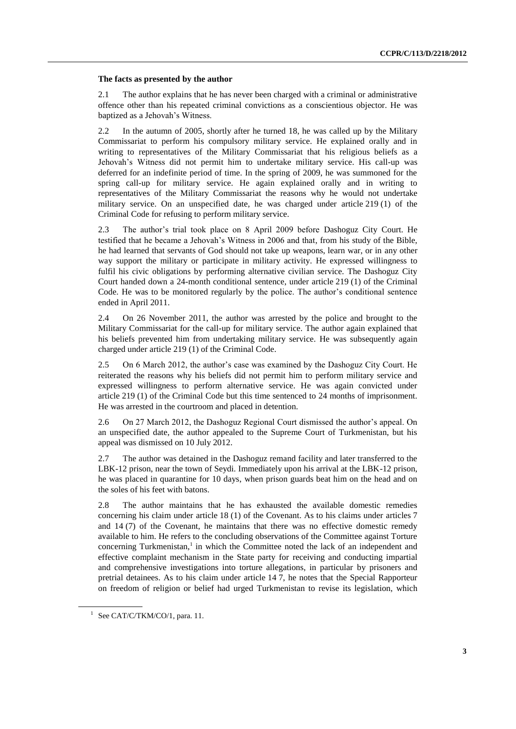**The facts as presented by the author**

2.1 The author explains that he has never been charged with a criminal or administrative offence other than his repeated criminal convictions as a conscientious objector. He was baptized as a Jehovah's Witness.

2.2 In the autumn of 2005, shortly after he turned 18, he was called up by the Military Commissariat to perform his compulsory military service. He explained orally and in writing to representatives of the Military Commissariat that his religious beliefs as a Jehovah's Witness did not permit him to undertake military service. His call-up was deferred for an indefinite period of time. In the spring of 2009, he was summoned for the spring call-up for military service. He again explained orally and in writing to representatives of the Military Commissariat the reasons why he would not undertake military service. On an unspecified date, he was charged under article 219 (1) of the Criminal Code for refusing to perform military service.

2.3 The author's trial took place on 8 April 2009 before Dashoguz City Court. He testified that he became a Jehovah's Witness in 2006 and that, from his study of the Bible, he had learned that servants of God should not take up weapons, learn war, or in any other way support the military or participate in military activity. He expressed willingness to fulfil his civic obligations by performing alternative civilian service. The Dashoguz City Court handed down a 24-month conditional sentence, under article 219 (1) of the Criminal Code. He was to be monitored regularly by the police. The author's conditional sentence ended in April 2011.

2.4 On 26 November 2011, the author was arrested by the police and brought to the Military Commissariat for the call-up for military service. The author again explained that his beliefs prevented him from undertaking military service. He was subsequently again charged under article 219 (1) of the Criminal Code.

2.5 On 6 March 2012, the author's case was examined by the Dashoguz City Court. He reiterated the reasons why his beliefs did not permit him to perform military service and expressed willingness to perform alternative service. He was again convicted under article 219 (1) of the Criminal Code but this time sentenced to 24 months of imprisonment. He was arrested in the courtroom and placed in detention.

2.6 On 27 March 2012, the Dashoguz Regional Court dismissed the author's appeal. On an unspecified date, the author appealed to the Supreme Court of Turkmenistan, but his appeal was dismissed on 10 July 2012.

2.7 The author was detained in the Dashoguz remand facility and later transferred to the LBK-12 prison, near the town of Seydi. Immediately upon his arrival at the LBK-12 prison, he was placed in quarantine for 10 days, when prison guards beat him on the head and on the soles of his feet with batons.

2.8 The author maintains that he has exhausted the available domestic remedies concerning his claim under article 18 (1) of the Covenant. As to his claims under articles 7 and 14 (7) of the Covenant, he maintains that there was no effective domestic remedy available to him. He refers to the concluding observations of the Committee against Torture concerning Turkmenistan,[1] in which the Committee noted the lack of an independent and effective complaint mechanism in the State party for receiving and conducting impartial and comprehensive investigations into torture allegations, in particular by prisoners and pretrial detainees. As to his claim under article 14 7, he notes that the Special Rapporteur on freedom of religion or belief had urged Turkmenistan to revise its legislation, which

[1] See CAT/C/TKM/CO/1, para. 11.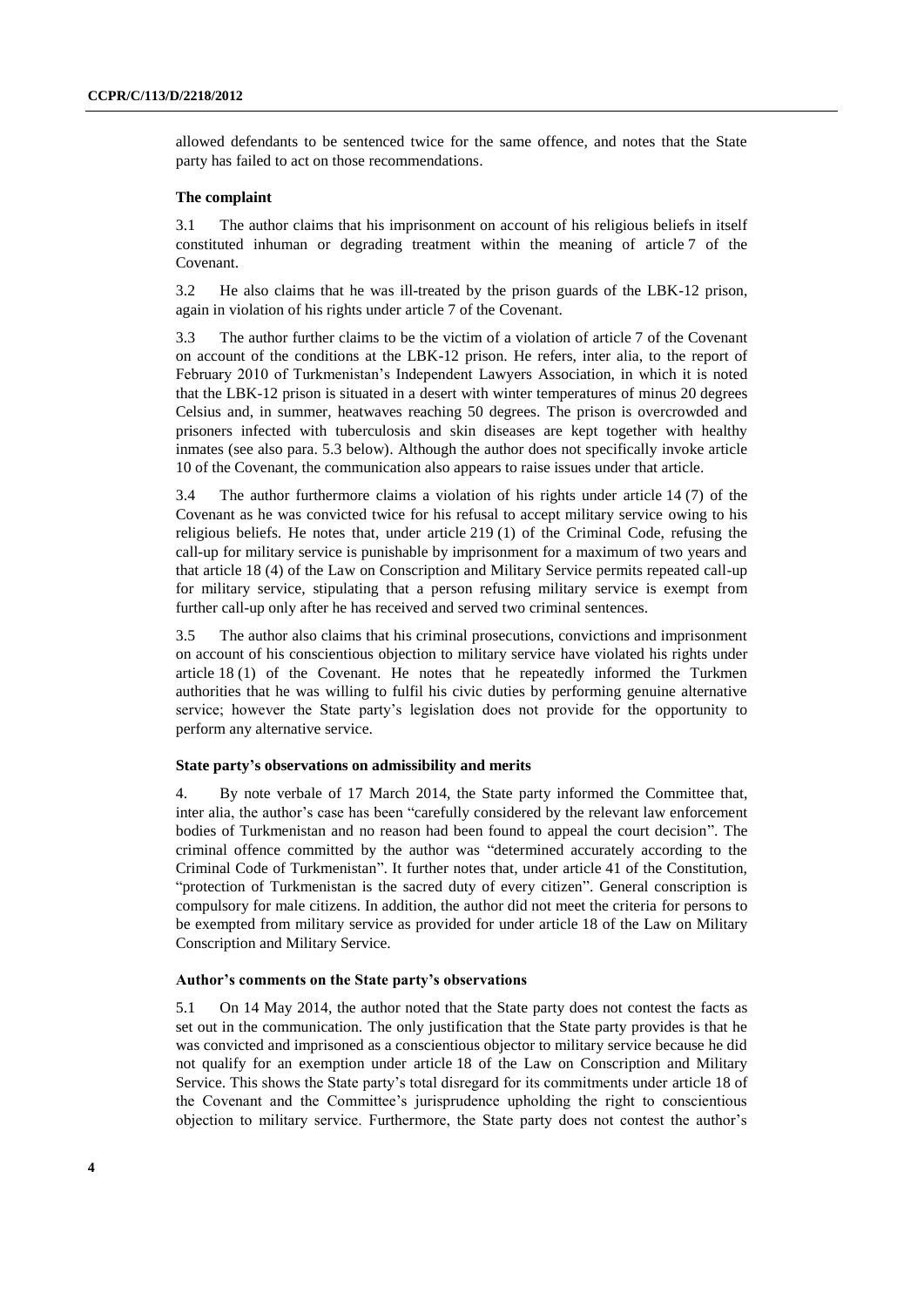allowed defendants to be sentenced twice for the same offence, and notes that the State party has failed to act on those recommendations.

### The complaint

3.1 The author claims that his imprisonment on account of his religious beliefs in itself constituted inhuman or degrading treatment within the meaning of article 7 of the Covenant.

3.2 He also claims that he was ill-treated by the prison guards of the LBK-12 prison, again in violation of his rights under article 7 of the Covenant.

3.3 The author further claims to be the victim of a violation of article 7 of the Covenant on account of the conditions at the LBK-12 prison. He refers, inter alia, to the report of February 2010 of Turkmenistan's Independent Lawyers Association, in which it is noted that the LBK-12 prison is situated in a desert with winter temperatures of minus 20 degrees Celsius and, in summer, heatwaves reaching 50 degrees. The prison is overcrowded and prisoners infected with tuberculosis and skin diseases are kept together with healthy inmates (see also para. 5.3 below). Although the author does not specifically invoke article 10 of the Covenant, the communication also appears to raise issues under that article.

3.4 The author furthermore claims a violation of his rights under article 14 (7) of the Covenant as he was convicted twice for his refusal to accept military service owing to his religious beliefs. He notes that, under article 219 (1) of the Criminal Code, refusing the call-up for military service is punishable by imprisonment for a maximum of two years and that article 18 (4) of the Law on Conscription and Military Service permits repeated call-up for military service, stipulating that a person refusing military service is exempt from further call-up only after he has received and served two criminal sentences.

3.5 The author also claims that his criminal prosecutions, convictions and imprisonment on account of his conscientious objection to military service have violated his rights under article 18 (1) of the Covenant. He notes that he repeatedly informed the Turkmen authorities that he was willing to fulfil his civic duties by performing genuine alternative service; however the State party's legislation does not provide for the opportunity to perform any alternative service.

### State party's observations on admissibility and merits

4. By note verbale of 17 March 2014, the State party informed the Committee that, inter alia, the author's case has been "carefully considered by the relevant law enforcement bodies of Turkmenistan and no reason had been found to appeal the court decision". The criminal offence committed by the author was "determined accurately according to the Criminal Code of Turkmenistan". It further notes that, under article 41 of the Constitution, "protection of Turkmenistan is the sacred duty of every citizen". General conscription is compulsory for male citizens. In addition, the author did not meet the criteria for persons to be exempted from military service as provided for under article 18 of the Law on Military Conscription and Military Service.

### Author's comments on the State party's observations

5.1 On 14 May 2014, the author noted that the State party does not contest the facts as set out in the communication. The only justification that the State party provides is that he was convicted and imprisoned as a conscientious objector to military service because he did not qualify for an exemption under article 18 of the Law on Conscription and Military Service. This shows the State party's total disregard for its commitments under article 18 of the Covenant and the Committee's jurisprudence upholding the right to conscientious objection to military service. Furthermore, the State party does not contest the author's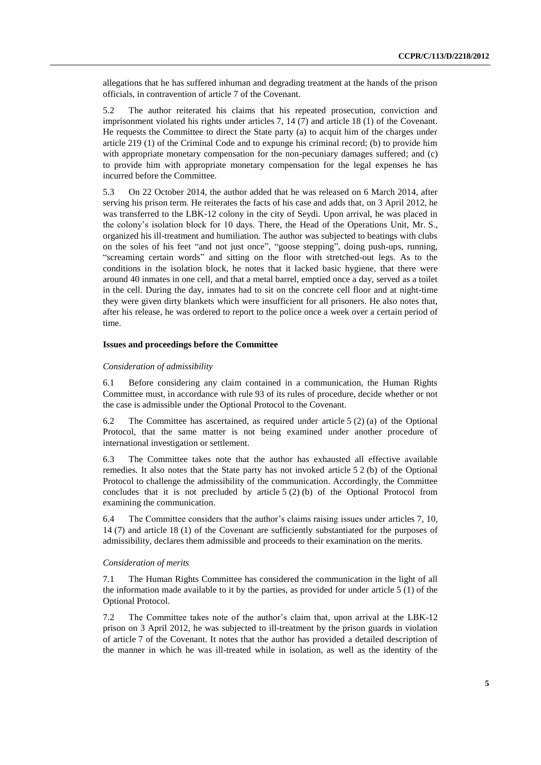allegations that he has suffered inhuman and degrading treatment at the hands of the prison officials, in contravention of article 7 of the Covenant.

5.2 The author reiterated his claims that his repeated prosecution, conviction and imprisonment violated his rights under articles 7, 14 (7) and article 18 (1) of the Covenant. He requests the Committee to direct the State party (a) to acquit him of the charges under article 219 (1) of the Criminal Code and to expunge his criminal record; (b) to provide him with appropriate monetary compensation for the non-pecuniary damages suffered; and (c) to provide him with appropriate monetary compensation for the legal expenses he has incurred before the Committee.

5.3 On 22 October 2014, the author added that he was released on 6 March 2014, after serving his prison term. He reiterates the facts of his case and adds that, on 3 April 2012, he was transferred to the LBK-12 colony in the city of Seydi. Upon arrival, he was placed in the colony's isolation block for 10 days. There, the Head of the Operations Unit, Mr. S., organized his ill-treatment and humiliation. The author was subjected to beatings with clubs on the soles of his feet "and not just once", "goose stepping", doing push-ups, running, "screaming certain words" and sitting on the floor with stretched-out legs. As to the conditions in the isolation block, he notes that it lacked basic hygiene, that there were around 40 inmates in one cell, and that a metal barrel, emptied once a day, served as a toilet in the cell. During the day, inmates had to sit on the concrete cell floor and at night-time they were given dirty blankets which were insufficient for all prisoners. He also notes that, after his release, he was ordered to report to the police once a week over a certain period of time.

### Issues and proceedings before the Committee

#### *Consideration of admissibility*

6.1 Before considering any claim contained in a communication, the Human Rights Committee must, in accordance with rule 93 of its rules of procedure, decide whether or not the case is admissible under the Optional Protocol to the Covenant.

6.2 The Committee has ascertained, as required under article 5 (2) (a) of the Optional Protocol, that the same matter is not being examined under another procedure of international investigation or settlement.

6.3 The Committee takes note that the author has exhausted all effective available remedies. It also notes that the State party has not invoked article 5 2 (b) of the Optional Protocol to challenge the admissibility of the communication. Accordingly, the Committee concludes that it is not precluded by article 5 (2) (b) of the Optional Protocol from examining the communication.

6.4 The Committee considers that the author's claims raising issues under articles 7, 10, 14 (7) and article 18 (1) of the Covenant are sufficiently substantiated for the purposes of admissibility, declares them admissible and proceeds to their examination on the merits.

#### *Consideration of merits*

7.1 The Human Rights Committee has considered the communication in the light of all the information made available to it by the parties, as provided for under article 5 (1) of the Optional Protocol.

7.2 The Committee takes note of the author's claim that, upon arrival at the LBK-12 prison on 3 April 2012, he was subjected to ill-treatment by the prison guards in violation of article 7 of the Covenant. It notes that the author has provided a detailed description of the manner in which he was ill-treated while in isolation, as well as the identity of the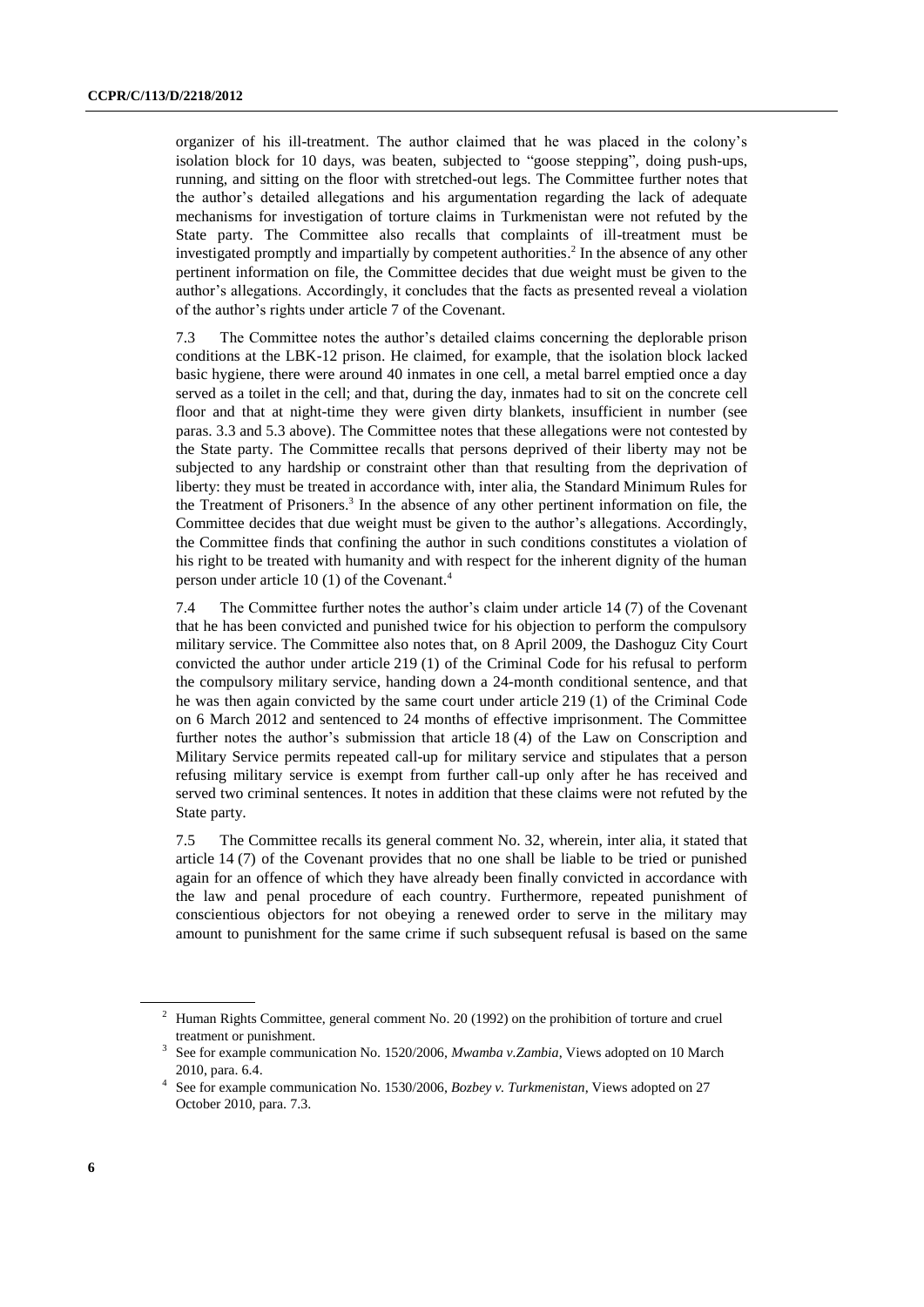organizer of his ill-treatment. The author claimed that he was placed in the colony's isolation block for 10 days, was beaten, subjected to "goose stepping", doing push-ups, running, and sitting on the floor with stretched-out legs. The Committee further notes that the author's detailed allegations and his argumentation regarding the lack of adequate mechanisms for investigation of torture claims in Turkmenistan were not refuted by the State party. The Committee also recalls that complaints of ill-treatment must be investigated promptly and impartially by competent authorities.[2] In the absence of any other pertinent information on file, the Committee decides that due weight must be given to the author's allegations. Accordingly, it concludes that the facts as presented reveal a violation of the author's rights under article 7 of the Covenant.

7.3 The Committee notes the author's detailed claims concerning the deplorable prison conditions at the LBK-12 prison. He claimed, for example, that the isolation block lacked basic hygiene, there were around 40 inmates in one cell, a metal barrel emptied once a day served as a toilet in the cell; and that, during the day, inmates had to sit on the concrete cell floor and that at night-time they were given dirty blankets, insufficient in number (see paras. 3.3 and 5.3 above). The Committee notes that these allegations were not contested by the State party. The Committee recalls that persons deprived of their liberty may not be subjected to any hardship or constraint other than that resulting from the deprivation of liberty: they must be treated in accordance with, inter alia, the Standard Minimum Rules for the Treatment of Prisoners.[3] In the absence of any other pertinent information on file, the Committee decides that due weight must be given to the author's allegations. Accordingly, the Committee finds that confining the author in such conditions constitutes a violation of his right to be treated with humanity and with respect for the inherent dignity of the human person under article 10 (1) of the Covenant.[4]

7.4 The Committee further notes the author's claim under article 14 (7) of the Covenant that he has been convicted and punished twice for his objection to perform the compulsory military service. The Committee also notes that, on 8 April 2009, the Dashoguz City Court convicted the author under article 219 (1) of the Criminal Code for his refusal to perform the compulsory military service, handing down a 24-month conditional sentence, and that he was then again convicted by the same court under article 219 (1) of the Criminal Code on 6 March 2012 and sentenced to 24 months of effective imprisonment. The Committee further notes the author's submission that article 18 (4) of the Law on Conscription and Military Service permits repeated call-up for military service and stipulates that a person refusing military service is exempt from further call-up only after he has received and served two criminal sentences. It notes in addition that these claims were not refuted by the State party.

7.5 The Committee recalls its general comment No. 32, wherein, inter alia, it stated that article 14 (7) of the Covenant provides that no one shall be liable to be tried or punished again for an offence of which they have already been finally convicted in accordance with the law and penal procedure of each country. Furthermore, repeated punishment of conscientious objectors for not obeying a renewed order to serve in the military may amount to punishment for the same crime if such subsequent refusal is based on the same

---

[2] Human Rights Committee, general comment No. 20 (1992) on the prohibition of torture and cruel treatment or punishment.

[3] See for example communication No. 1520/2006, *Mwamba v.Zambia*, Views adopted on 10 March 2010, para. 6.4.

[4] See for example communication No. 1530/2006, *Bozbey v. Turkmenistan*, Views adopted on 27 October 2010, para. 7.3.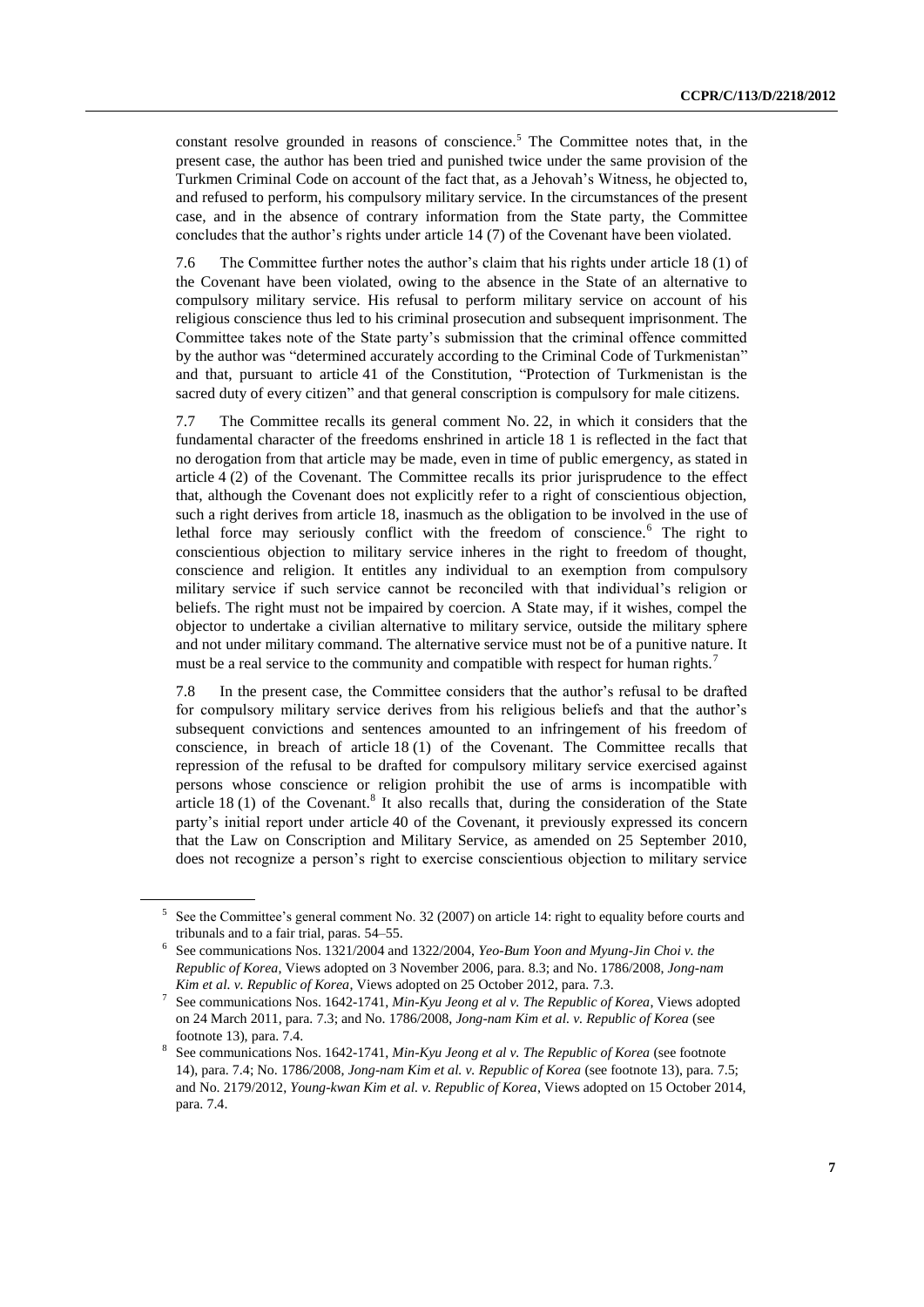constant resolve grounded in reasons of conscience.[5] The Committee notes that, in the present case, the author has been tried and punished twice under the same provision of the Turkmen Criminal Code on account of the fact that, as a Jehovah's Witness, he objected to, and refused to perform, his compulsory military service. In the circumstances of the present case, and in the absence of contrary information from the State party, the Committee concludes that the author's rights under article 14 (7) of the Covenant have been violated.

7.6 The Committee further notes the author's claim that his rights under article 18 (1) of the Covenant have been violated, owing to the absence in the State of an alternative to compulsory military service. His refusal to perform military service on account of his religious conscience thus led to his criminal prosecution and subsequent imprisonment. The Committee takes note of the State party's submission that the criminal offence committed by the author was "determined accurately according to the Criminal Code of Turkmenistan" and that, pursuant to article 41 of the Constitution, "Protection of Turkmenistan is the sacred duty of every citizen" and that general conscription is compulsory for male citizens.

7.7 The Committee recalls its general comment No. 22, in which it considers that the fundamental character of the freedoms enshrined in article 18 1 is reflected in the fact that no derogation from that article may be made, even in time of public emergency, as stated in article 4 (2) of the Covenant. The Committee recalls its prior jurisprudence to the effect that, although the Covenant does not explicitly refer to a right of conscientious objection, such a right derives from article 18, inasmuch as the obligation to be involved in the use of lethal force may seriously conflict with the freedom of conscience.[6] The right to conscientious objection to military service inheres in the right to freedom of thought, conscience and religion. It entitles any individual to an exemption from compulsory military service if such service cannot be reconciled with that individual's religion or beliefs. The right must not be impaired by coercion. A State may, if it wishes, compel the objector to undertake a civilian alternative to military service, outside the military sphere and not under military command. The alternative service must not be of a punitive nature. It must be a real service to the community and compatible with respect for human rights.[7]

7.8 In the present case, the Committee considers that the author's refusal to be drafted for compulsory military service derives from his religious beliefs and that the author's subsequent convictions and sentences amounted to an infringement of his freedom of conscience, in breach of article 18 (1) of the Covenant. The Committee recalls that repression of the refusal to be drafted for compulsory military service exercised against persons whose conscience or religion prohibit the use of arms is incompatible with article 18 (1) of the Covenant.[8] It also recalls that, during the consideration of the State party's initial report under article 40 of the Covenant, it previously expressed its concern that the Law on Conscription and Military Service, as amended on 25 September 2010, does not recognize a person's right to exercise conscientious objection to military service

---

[5] See the Committee's general comment No. 32 (2007) on article 14: right to equality before courts and tribunals and to a fair trial, paras. 54–55.

[6] See communications Nos. 1321/2004 and 1322/2004, *Yeo-Bum Yoon and Myung-Jin Choi v. the Republic of Korea*, Views adopted on 3 November 2006, para. 8.3; and No. 1786/2008, *Jong-nam Kim et al. v. Republic of Korea*, Views adopted on 25 October 2012, para. 7.3.

[7] See communications Nos. 1642-1741, *Min-Kyu Jeong et al v. The Republic of Korea*, Views adopted on 24 March 2011, para. 7.3; and No. 1786/2008, *Jong-nam Kim et al. v. Republic of Korea* (see footnote 13), para. 7.4.

[8] See communications Nos. 1642-1741, *Min-Kyu Jeong et al v. The Republic of Korea* (see footnote 14), para. 7.4; No. 1786/2008, *Jong-nam Kim et al. v. Republic of Korea* (see footnote 13), para. 7.5; and No. 2179/2012, *Young-kwan Kim et al. v. Republic of Korea*, Views adopted on 15 October 2014, para. 7.4.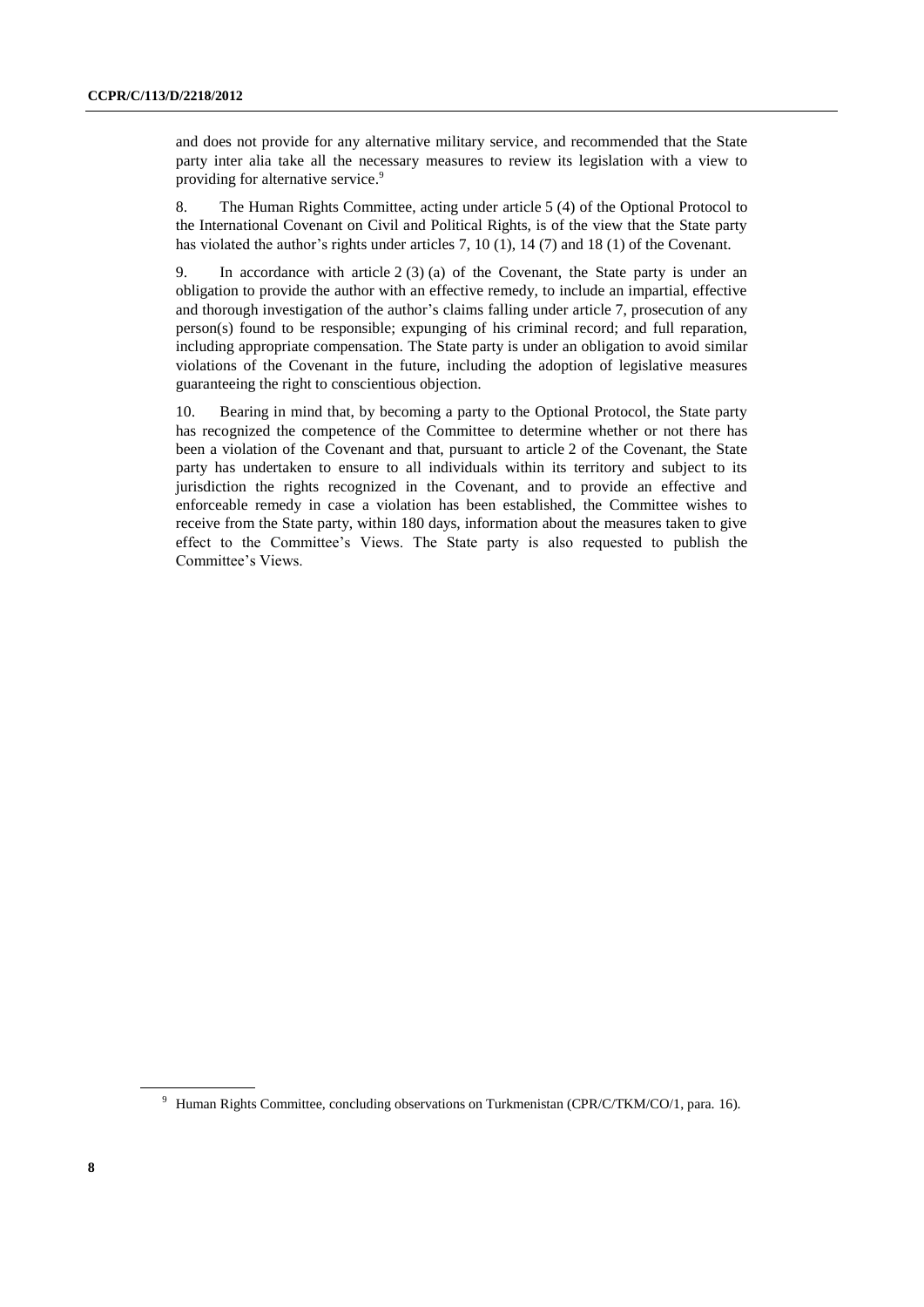and does not provide for any alternative military service, and recommended that the State party inter alia take all the necessary measures to review its legislation with a view to providing for alternative service.[9]

8. The Human Rights Committee, acting under article 5 (4) of the Optional Protocol to the International Covenant on Civil and Political Rights, is of the view that the State party has violated the author's rights under articles 7, 10 (1), 14 (7) and 18 (1) of the Covenant.

9. In accordance with article 2 (3) (a) of the Covenant, the State party is under an obligation to provide the author with an effective remedy, to include an impartial, effective and thorough investigation of the author's claims falling under article 7, prosecution of any person(s) found to be responsible; expunging of his criminal record; and full reparation, including appropriate compensation. The State party is under an obligation to avoid similar violations of the Covenant in the future, including the adoption of legislative measures guaranteeing the right to conscientious objection.

10. Bearing in mind that, by becoming a party to the Optional Protocol, the State party has recognized the competence of the Committee to determine whether or not there has been a violation of the Covenant and that, pursuant to article 2 of the Covenant, the State party has undertaken to ensure to all individuals within its territory and subject to its jurisdiction the rights recognized in the Covenant, and to provide an effective and enforceable remedy in case a violation has been established, the Committee wishes to receive from the State party, within 180 days, information about the measures taken to give effect to the Committee's Views. The State party is also requested to publish the Committee's Views.

---

[9] Human Rights Committee, concluding observations on Turkmenistan (CPR/C/TKM/CO/1, para. 16).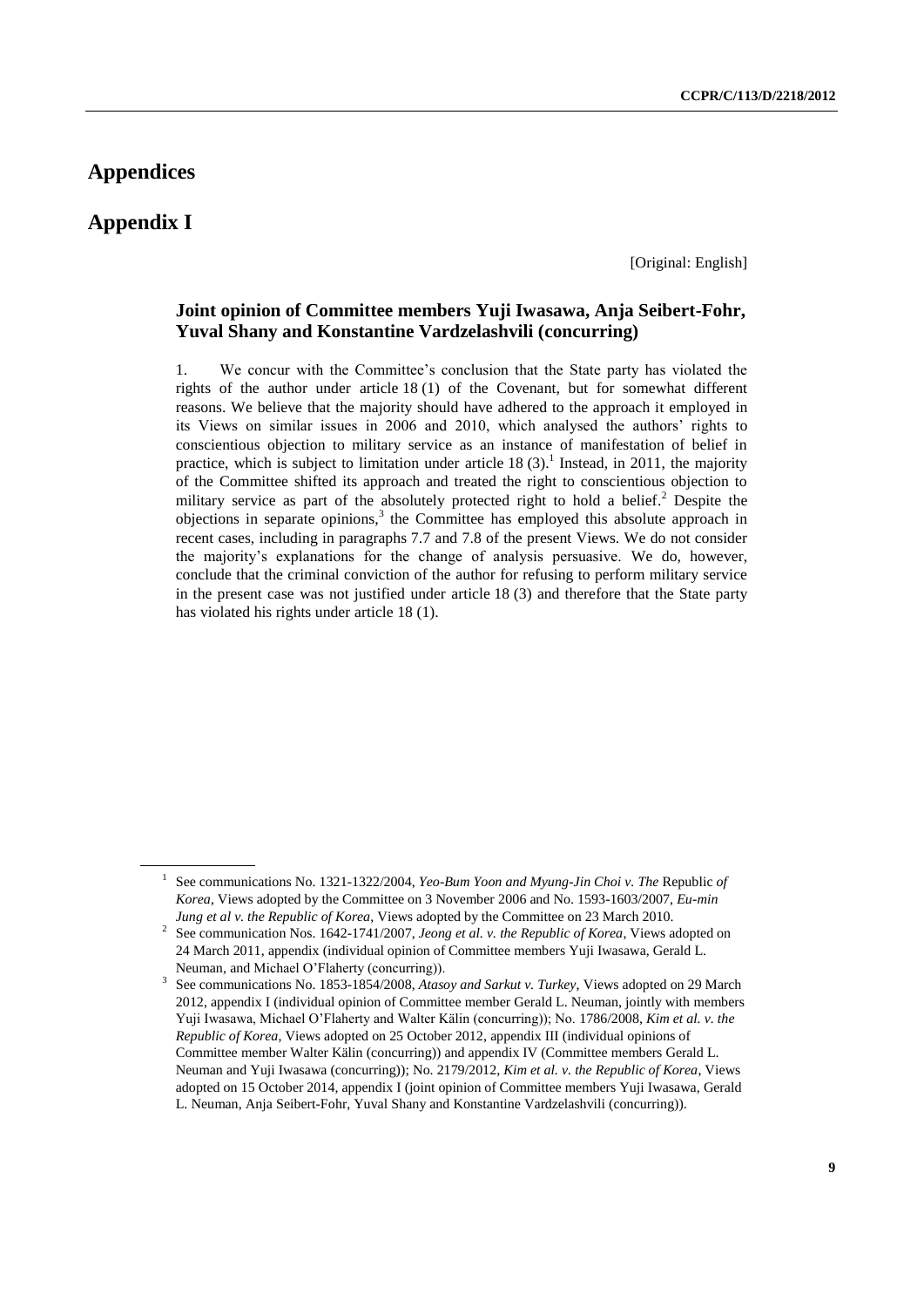# Appendices

# Appendix I

[Original: English]

### Joint opinion of Committee members Yuji Iwasawa, Anja Seibert-Fohr, Yuval Shany and Konstantine Vardzelashvili (concurring)

1. We concur with the Committee's conclusion that the State party has violated the rights of the author under article 18 (1) of the Covenant, but for somewhat different reasons. We believe that the majority should have adhered to the approach it employed in its Views on similar issues in 2006 and 2010, which analysed the authors' rights to conscientious objection to military service as an instance of manifestation of belief in practice, which is subject to limitation under article 18 (3).[1] Instead, in 2011, the majority of the Committee shifted its approach and treated the right to conscientious objection to military service as part of the absolutely protected right to hold a belief.[2] Despite the objections in separate opinions,[3] the Committee has employed this absolute approach in recent cases, including in paragraphs 7.7 and 7.8 of the present Views. We do not consider the majority's explanations for the change of analysis persuasive. We do, however, conclude that the criminal conviction of the author for refusing to perform military service in the present case was not justified under article 18 (3) and therefore that the State party has violated his rights under article 18 (1).

---

[1] See communications No. 1321-1322/2004, *Yeo-Bum Yoon and Myung-Jin Choi v. The* Republic *of Korea*, Views adopted by the Committee on 3 November 2006 and No. 1593-1603/2007, *Eu-min Jung et al v. the Republic of Korea*, Views adopted by the Committee on 23 March 2010.

[2] See communication Nos. 1642-1741/2007, *Jeong et al. v. the Republic of Korea*, Views adopted on 24 March 2011, appendix (individual opinion of Committee members Yuji Iwasawa, Gerald L. Neuman, and Michael O'Flaherty (concurring)).

[3] See communications No. 1853-1854/2008, *Atasoy and Sarkut v. Turkey*, Views adopted on 29 March 2012, appendix I (individual opinion of Committee member Gerald L. Neuman, jointly with members Yuji Iwasawa, Michael O'Flaherty and Walter Kälin (concurring)); No. 1786/2008, *Kim et al. v. the Republic of Korea*, Views adopted on 25 October 2012, appendix III (individual opinions of Committee member Walter Kälin (concurring)) and appendix IV (Committee members Gerald L. Neuman and Yuji Iwasawa (concurring)); No. 2179/2012, *Kim et al. v. the Republic of Korea*, Views adopted on 15 October 2014, appendix I (joint opinion of Committee members Yuji Iwasawa, Gerald L. Neuman, Anja Seibert-Fohr, Yuval Shany and Konstantine Vardzelashvili (concurring)).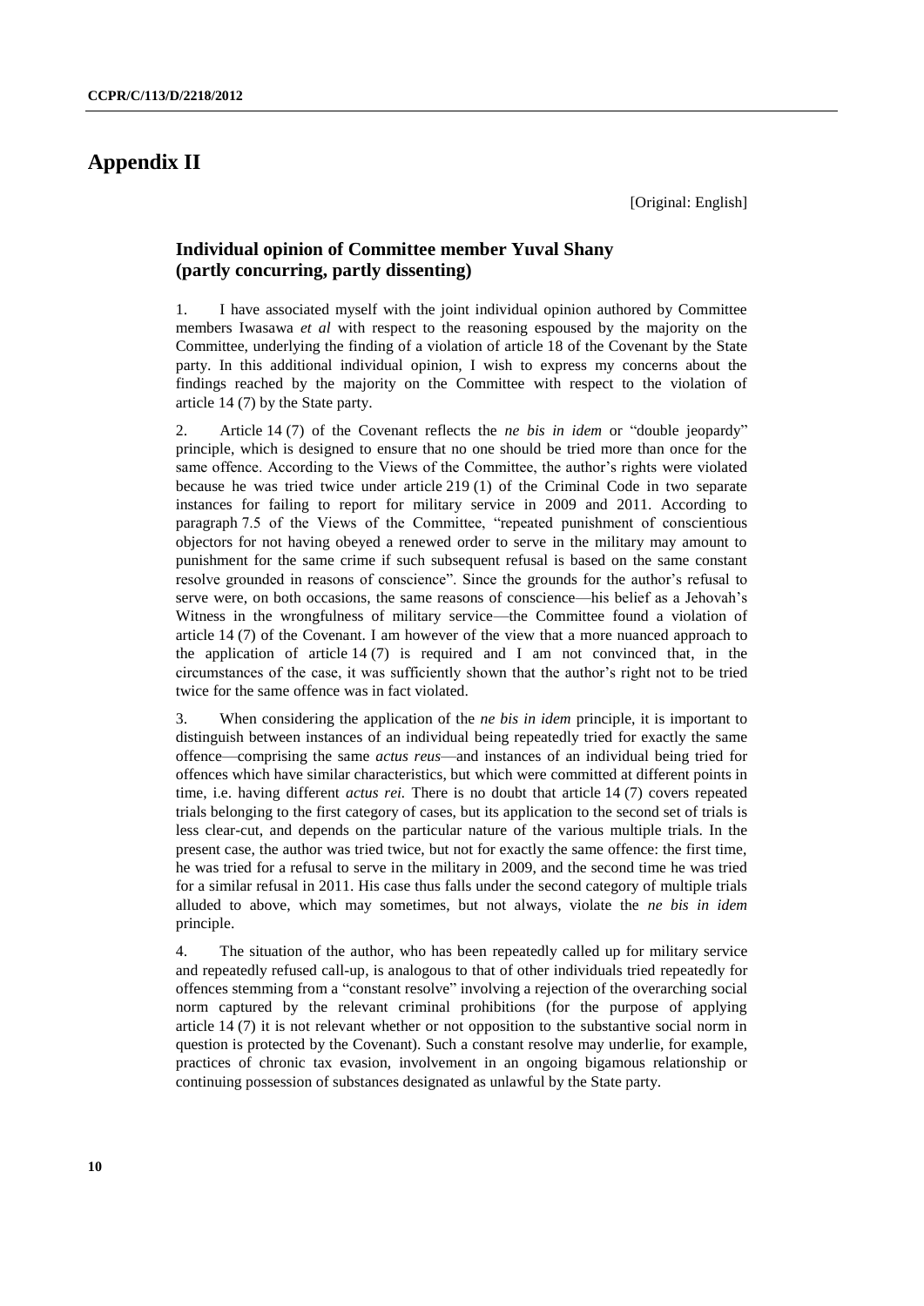# Appendix II

[Original: English]

## Individual opinion of Committee member Yuval Shany (partly concurring, partly dissenting)

1. I have associated myself with the joint individual opinion authored by Committee members Iwasawa *et al* with respect to the reasoning espoused by the majority on the Committee, underlying the finding of a violation of article 18 of the Covenant by the State party. In this additional individual opinion, I wish to express my concerns about the findings reached by the majority on the Committee with respect to the violation of article 14 (7) by the State party.

2. Article 14 (7) of the Covenant reflects the *ne bis in idem* or "double jeopardy" principle, which is designed to ensure that no one should be tried more than once for the same offence. According to the Views of the Committee, the author's rights were violated because he was tried twice under article 219 (1) of the Criminal Code in two separate instances for failing to report for military service in 2009 and 2011. According to paragraph 7.5 of the Views of the Committee, "repeated punishment of conscientious objectors for not having obeyed a renewed order to serve in the military may amount to punishment for the same crime if such subsequent refusal is based on the same constant resolve grounded in reasons of conscience". Since the grounds for the author's refusal to serve were, on both occasions, the same reasons of conscience—his belief as a Jehovah's Witness in the wrongfulness of military service—the Committee found a violation of article 14 (7) of the Covenant. I am however of the view that a more nuanced approach to the application of article 14 (7) is required and I am not convinced that, in the circumstances of the case, it was sufficiently shown that the author's right not to be tried twice for the same offence was in fact violated.

3. When considering the application of the *ne bis in idem* principle, it is important to distinguish between instances of an individual being repeatedly tried for exactly the same offence—comprising the same *actus reus*—and instances of an individual being tried for offences which have similar characteristics, but which were committed at different points in time, i.e. having different *actus rei.* There is no doubt that article 14 (7) covers repeated trials belonging to the first category of cases, but its application to the second set of trials is less clear-cut, and depends on the particular nature of the various multiple trials. In the present case, the author was tried twice, but not for exactly the same offence: the first time, he was tried for a refusal to serve in the military in 2009, and the second time he was tried for a similar refusal in 2011. His case thus falls under the second category of multiple trials alluded to above, which may sometimes, but not always, violate the *ne bis in idem* principle.

4. The situation of the author, who has been repeatedly called up for military service and repeatedly refused call-up, is analogous to that of other individuals tried repeatedly for offences stemming from a "constant resolve" involving a rejection of the overarching social norm captured by the relevant criminal prohibitions (for the purpose of applying article 14 (7) it is not relevant whether or not opposition to the substantive social norm in question is protected by the Covenant). Such a constant resolve may underlie, for example, practices of chronic tax evasion, involvement in an ongoing bigamous relationship or continuing possession of substances designated as unlawful by the State party.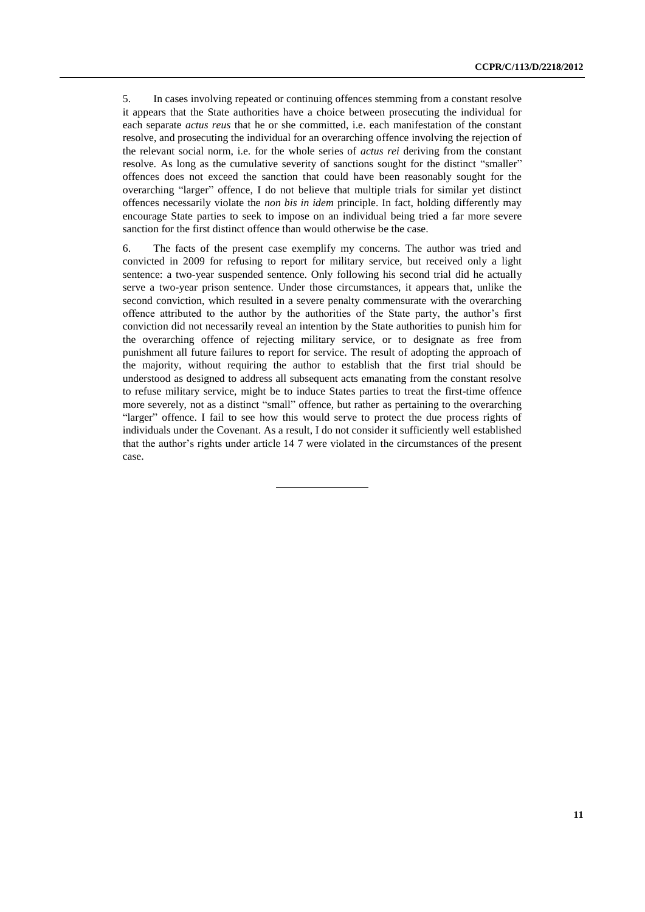5. In cases involving repeated or continuing offences stemming from a constant resolve it appears that the State authorities have a choice between prosecuting the individual for each separate *actus reus* that he or she committed, i.e. each manifestation of the constant resolve, and prosecuting the individual for an overarching offence involving the rejection of the relevant social norm, i.e. for the whole series of *actus rei* deriving from the constant resolve. As long as the cumulative severity of sanctions sought for the distinct "smaller" offences does not exceed the sanction that could have been reasonably sought for the overarching "larger" offence, I do not believe that multiple trials for similar yet distinct offences necessarily violate the *non bis in idem* principle. In fact, holding differently may encourage State parties to seek to impose on an individual being tried a far more severe sanction for the first distinct offence than would otherwise be the case.

6. The facts of the present case exemplify my concerns. The author was tried and convicted in 2009 for refusing to report for military service, but received only a light sentence: a two-year suspended sentence. Only following his second trial did he actually serve a two-year prison sentence. Under those circumstances, it appears that, unlike the second conviction, which resulted in a severe penalty commensurate with the overarching offence attributed to the author by the authorities of the State party, the author's first conviction did not necessarily reveal an intention by the State authorities to punish him for the overarching offence of rejecting military service, or to designate as free from punishment all future failures to report for service. The result of adopting the approach of the majority, without requiring the author to establish that the first trial should be understood as designed to address all subsequent acts emanating from the constant resolve to refuse military service, might be to induce States parties to treat the first-time offence more severely, not as a distinct "small" offence, but rather as pertaining to the overarching "larger" offence. I fail to see how this would serve to protect the due process rights of individuals under the Covenant. As a result, I do not consider it sufficiently well established that the author's rights under article 14 7 were violated in the circumstances of the present case.